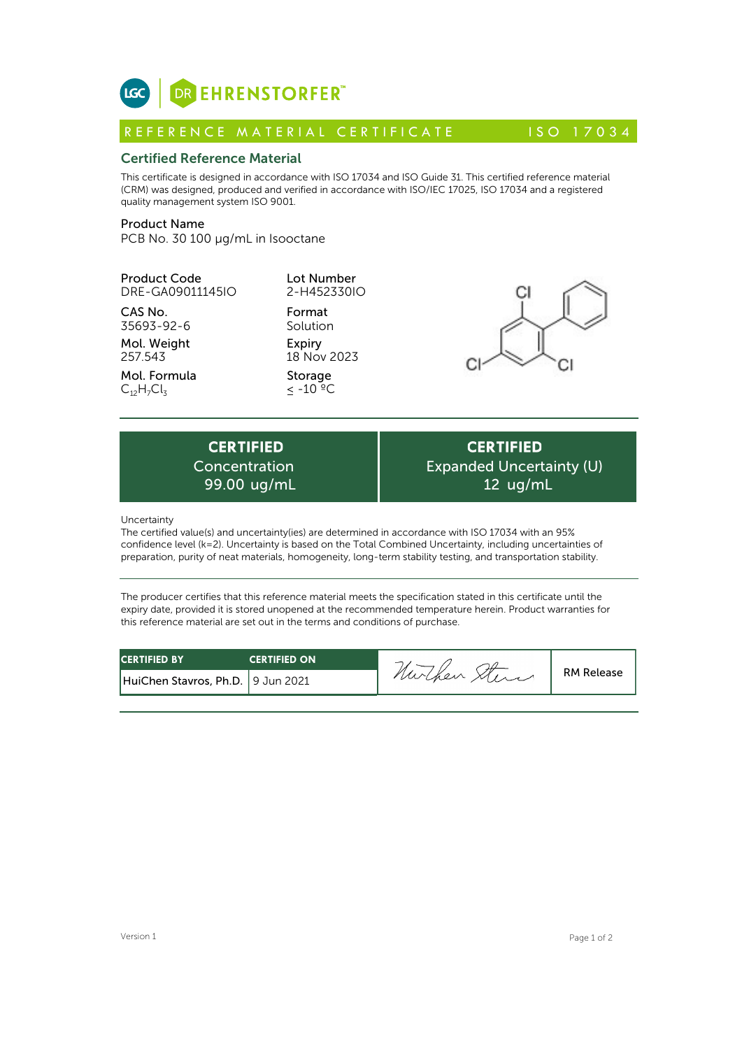LGC | DR EHRENSTORFER™

REFERENCE MATERIAL CERTIFICATE ISO 17034

## Certified Reference Material

This certificate is designed in accordance with ISO 17034 and ISO Guide 31. This certified reference material (CRM) was designed, produced and verified in accordance with ISO/IEC 17025, ISO 17034 and a registered quality management system ISO 9001.

**Product Name**
PCB No. 30 100 µg/mL in Isooctane

**Product Code**
DRE-GA09011145IO

**CAS No.**
35693-92-6

**Mol. Weight**
257.543

**Mol. Formula**
$C_{12}H_7Cl_3$

**Lot Number**
2-H452330IO

**Format**
Solution

**Expiry**
18 Nov 2023

**Storage**
≤ -10 ºC

| CERTIFIED Concentration | CERTIFIED Expanded Uncertainty (U) |
|---|---|
| 99.00 ug/mL | 12 ug/mL |

Uncertainty
The certified value(s) and uncertainty(ies) are determined in accordance with ISO 17034 with an 95% confidence level (k=2). Uncertainty is based on the Total Combined Uncertainty, including uncertainties of preparation, purity of neat materials, homogeneity, long-term stability testing, and transportation stability.

The producer certifies that this reference material meets the specification stated in this certificate until the expiry date, provided it is stored unopened at the recommended temperature herein. Product warranties for this reference material are set out in the terms and conditions of purchase.

| CERTIFIED BY | CERTIFIED ON | | |
|---|---|---|---|
| HuiChen Stavros, Ph.D. | 9 Jun 2021 | HuiChen Stavros | RM Release |

Version 1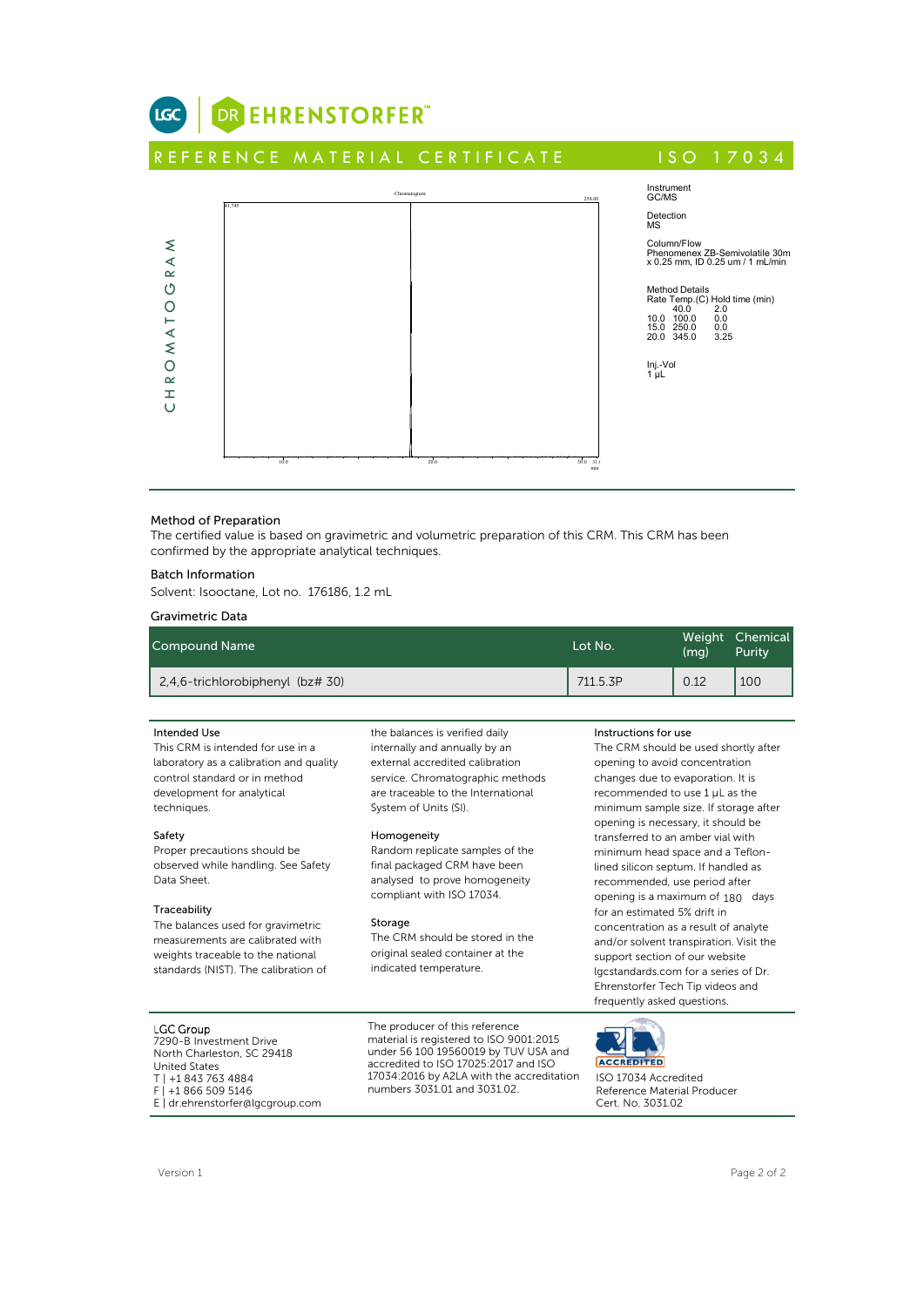# REFERENCE MATERIAL CERTIFICATE ISO 17034

## CHROMATOGRAM

Chromatogram

41,745

258.00

10.0 20.0 30.0 31.1

min

Instrument
GC/MS

Detection
MS

Column/Flow
Phenomenex ZB-Semivolatile 30m x 0.25 mm, ID 0.25 um / 1 mL/min

Method Details

| Rate | Temp.(C) | Hold time (min) |
|---|---|---|
| | 40.0 | 2.0 |
| 10.0 | 100.0 | 0.0 |
| 15.0 | 250.0 | 0.0 |
| 20.0 | 345.0 | 3.25 |

Inj.-Vol
1 µL

### Method of Preparation

The certified value is based on gravimetric and volumetric preparation of this CRM. This CRM has been confirmed by the appropriate analytical techniques.

### Batch Information

Solvent: Isooctane, Lot no. 176186, 1.2 mL

### Gravimetric Data

| Compound Name | Lot No. | Weight (mg) | Chemical Purity |
|---|---|---|---|
| 2,4,6-trichlorobiphenyl (bz# 30) | 711.5.3P | 0.12 | 100 |

#### Intended Use

This CRM is intended for use in a laboratory as a calibration and quality control standard or in method development for analytical techniques.

#### Safety

Proper precautions should be observed while handling. See Safety Data Sheet.

#### Traceability

The balances used for gravimetric measurements are calibrated with weights traceable to the national standards (NIST). The calibration of the balances is verified daily internally and annually by an external accredited calibration service. Chromatographic methods are traceable to the International System of Units (SI).

#### Homogeneity

Random replicate samples of the final packaged CRM have been analysed to prove homogeneity compliant with ISO 17034.

#### Storage

The CRM should be stored in the original sealed container at the indicated temperature.

#### Instructions for use

The CRM should be used shortly after opening to avoid concentration changes due to evaporation. It is recommended to use 1 µL as the minimum sample size. If storage after opening is necessary, it should be transferred to an amber vial with minimum head space and a Teflon-lined silicon septum. If handled as recommended, use period after opening is a maximum of 180 days for an estimated 5% drift in concentration as a result of analyte and/or solvent transpiration. Visit the support section of our website lgcstandards.com for a series of Dr. Ehrenstorfer Tech Tip videos and frequently asked questions.

LGC Group
7290-B Investment Drive
North Charleston, SC 29418
United States
T | +1 843 763 4884
F | +1 866 509 5146
E | dr.ehrenstorfer@lgcgroup.com

The producer of this reference material is registered to ISO 9001:2015 under 56 100 19560019 by TUV USA and accredited to ISO 17025:2017 and ISO 17034:2016 by A2LA with the accreditation numbers 3031.01 and 3031.02.

ACCREDITED

ISO 17034 Accredited
Reference Material Producer
Cert. No. 3031.02

Version 1